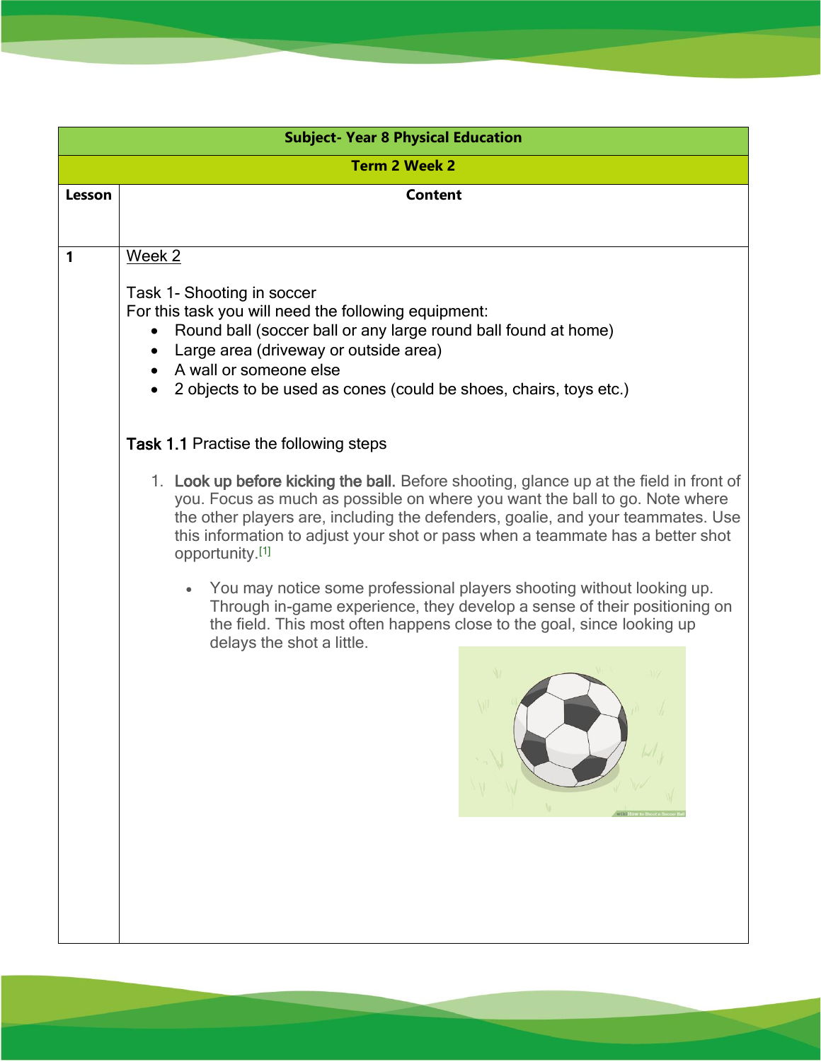| Subject- Year 8 Physical Education | |
|---|---|
| Term 2 Week 2 | |
| **Lesson** | **Content** |
| **1** | Week 2<br><br>Task 1- Shooting in soccer<br>For this task you will need the following equipment:<br>• Round ball (soccer ball or any large round ball found at home)<br>• Large area (driveway or outside area)<br>• A wall or someone else<br>• 2 objects to be used as cones (could be shoes, chairs, toys etc.)<br><br>Task 1.1 Practise the following steps<br><br>1. Look up before kicking the ball. Before shooting, glance up at the field in front of you. Focus as much as possible on where you want the ball to go. Note where the other players are, including the defenders, goalie, and your teammates. Use this information to adjust your shot or pass when a teammate has a better shot opportunity.[1]<br><br>• You may notice some professional players shooting without looking up. Through in-game experience, they develop a sense of their positioning on the field. This most often happens close to the goal, since looking up delays the shot a little. |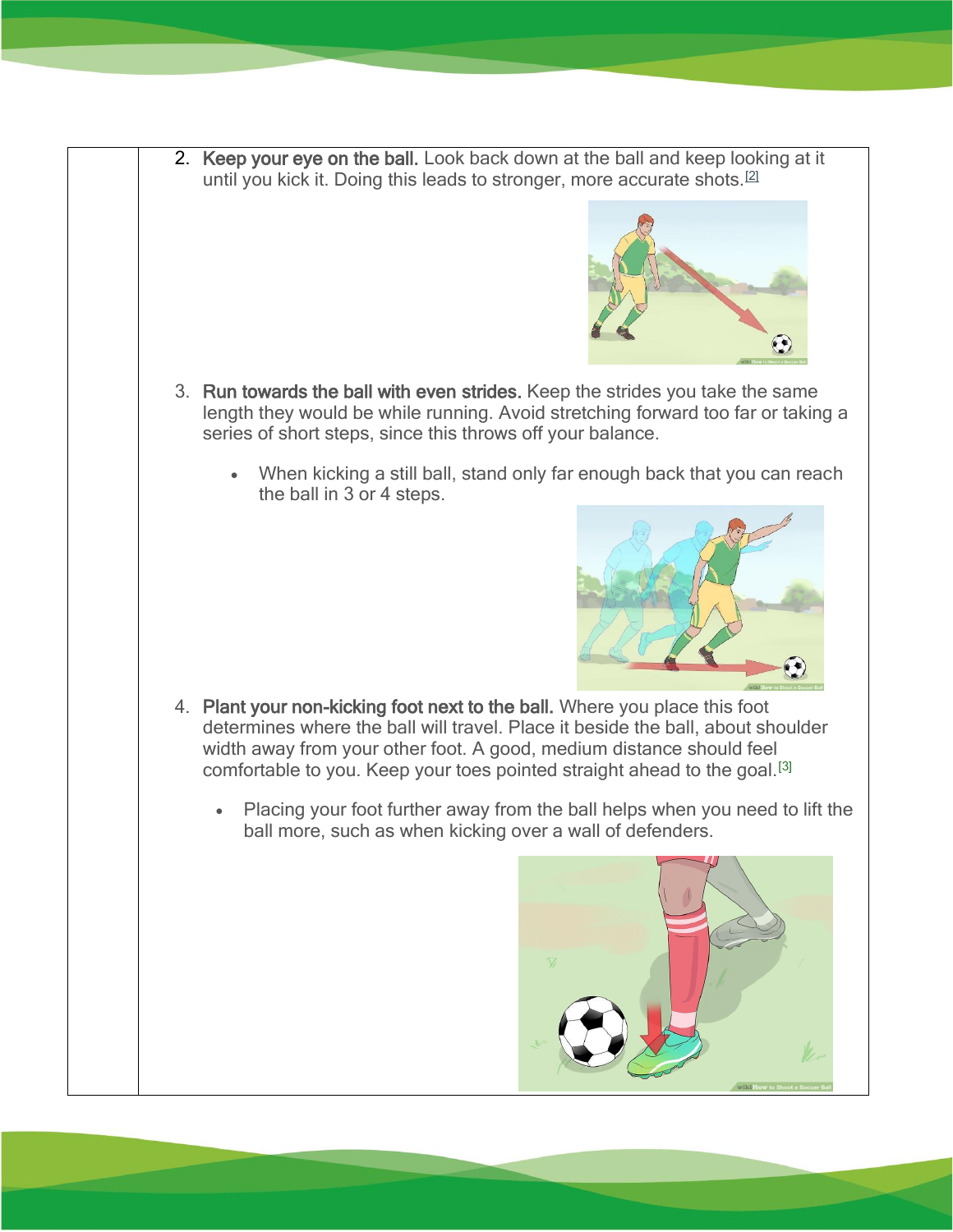2. **Keep your eye on the ball.** Look back down at the ball and keep looking at it until you kick it. Doing this leads to stronger, more accurate shots.[2]

3. **Run towards the ball with even strides.** Keep the strides you take the same length they would be while running. Avoid stretching forward too far or taking a series of short steps, since this throws off your balance.

    - When kicking a still ball, stand only far enough back that you can reach the ball in 3 or 4 steps.

4. **Plant your non-kicking foot next to the ball.** Where you place this foot determines where the ball will travel. Place it beside the ball, about shoulder width away from your other foot. A good, medium distance should feel comfortable to you. Keep your toes pointed straight ahead to the goal.[3]

    - Placing your foot further away from the ball helps when you need to lift the ball more, such as when kicking over a wall of defenders.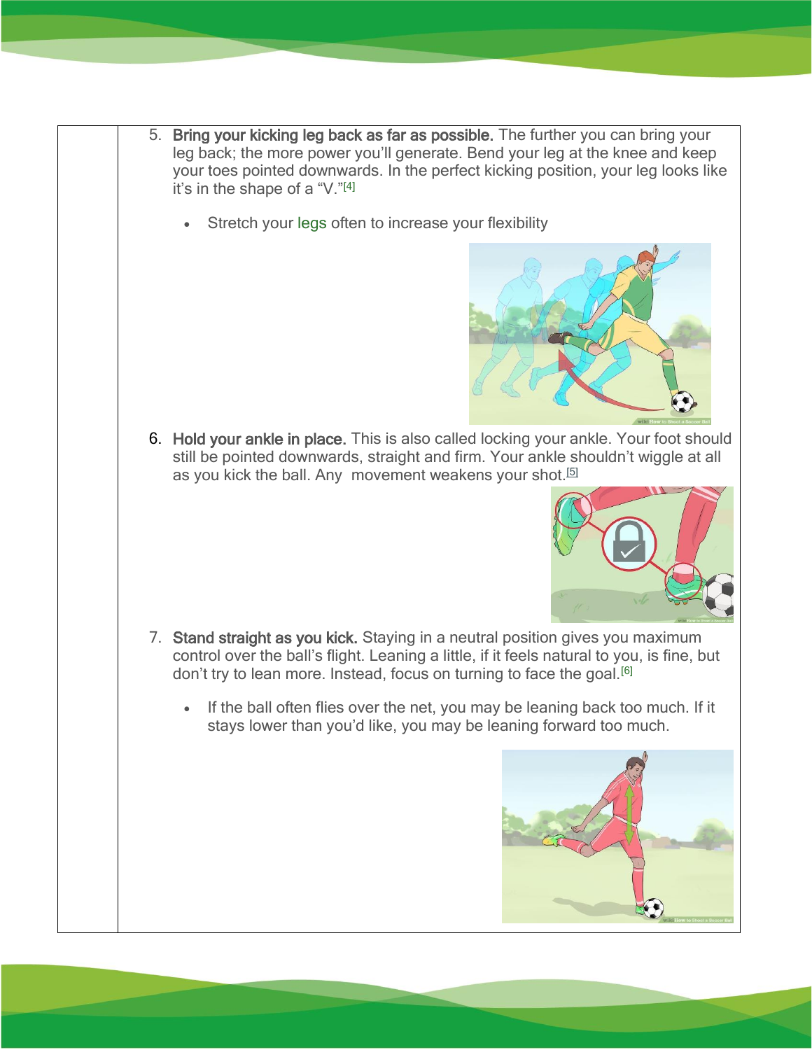5. **Bring your kicking leg back as far as possible.** The further you can bring your leg back; the more power you'll generate. Bend your leg at the knee and keep your toes pointed downwards. In the perfect kicking position, your leg looks like it's in the shape of a "V."[4]

    - Stretch your legs often to increase your flexibility

6. **Hold your ankle in place.** This is also called locking your ankle. Your foot should still be pointed downwards, straight and firm. Your ankle shouldn't wiggle at all as you kick the ball. Any movement weakens your shot.[5]

7. **Stand straight as you kick.** Staying in a neutral position gives you maximum control over the ball's flight. Leaning a little, if it feels natural to you, is fine, but don't try to lean more. Instead, focus on turning to face the goal.[6]

    - If the ball often flies over the net, you may be leaning back too much. If it stays lower than you'd like, you may be leaning forward too much.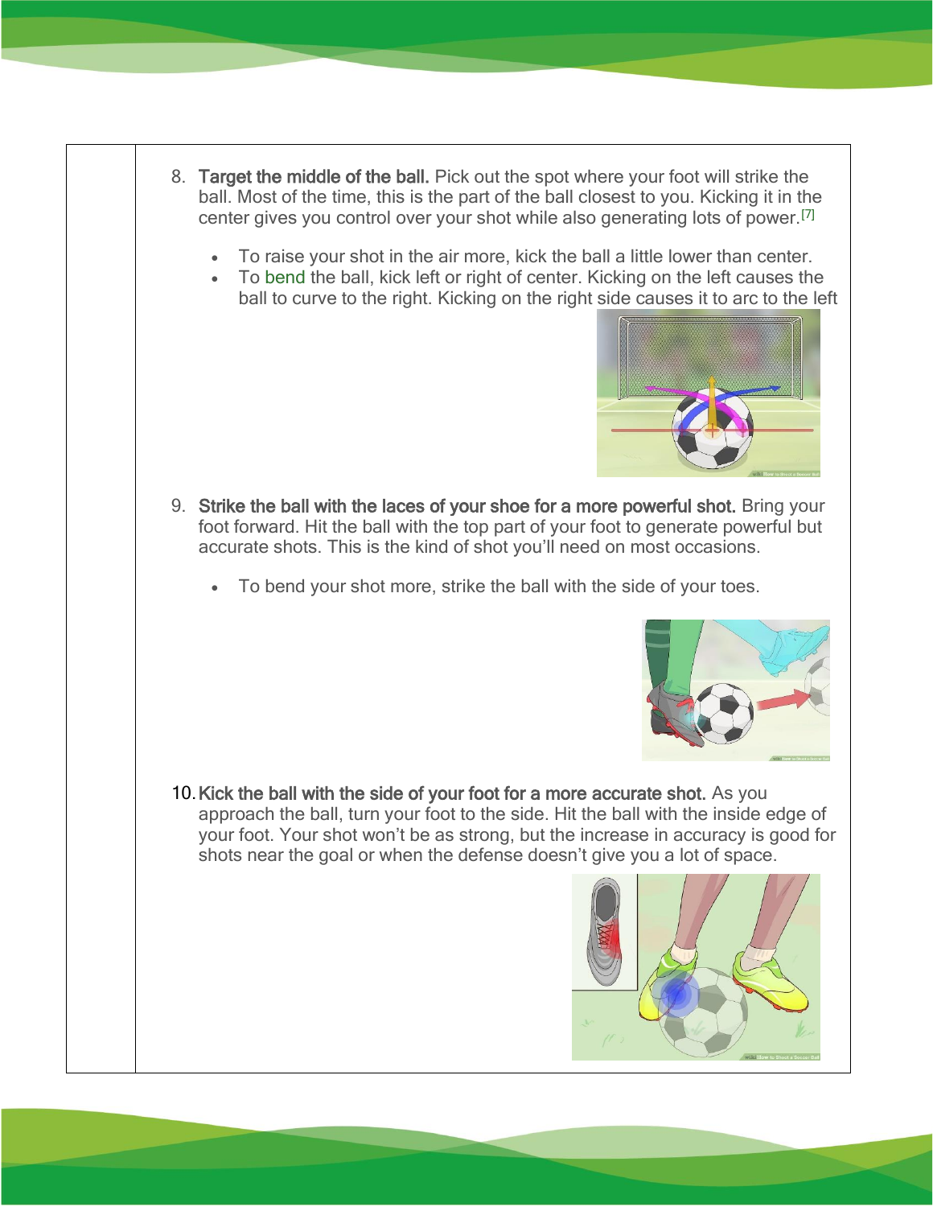8. **Target the middle of the ball.** Pick out the spot where your foot will strike the ball. Most of the time, this is the part of the ball closest to you. Kicking it in the center gives you control over your shot while also generating lots of power.[7]

    - To raise your shot in the air more, kick the ball a little lower than center.
    - To bend the ball, kick left or right of center. Kicking on the left causes the ball to curve to the right. Kicking on the right side causes it to arc to the left

9. **Strike the ball with the laces of your shoe for a more powerful shot.** Bring your foot forward. Hit the ball with the top part of your foot to generate powerful but accurate shots. This is the kind of shot you'll need on most occasions.

    - To bend your shot more, strike the ball with the side of your toes.

10. **Kick the ball with the side of your foot for a more accurate shot.** As you approach the ball, turn your foot to the side. Hit the ball with the inside edge of your foot. Your shot won't be as strong, but the increase in accuracy is good for shots near the goal or when the defense doesn't give you a lot of space.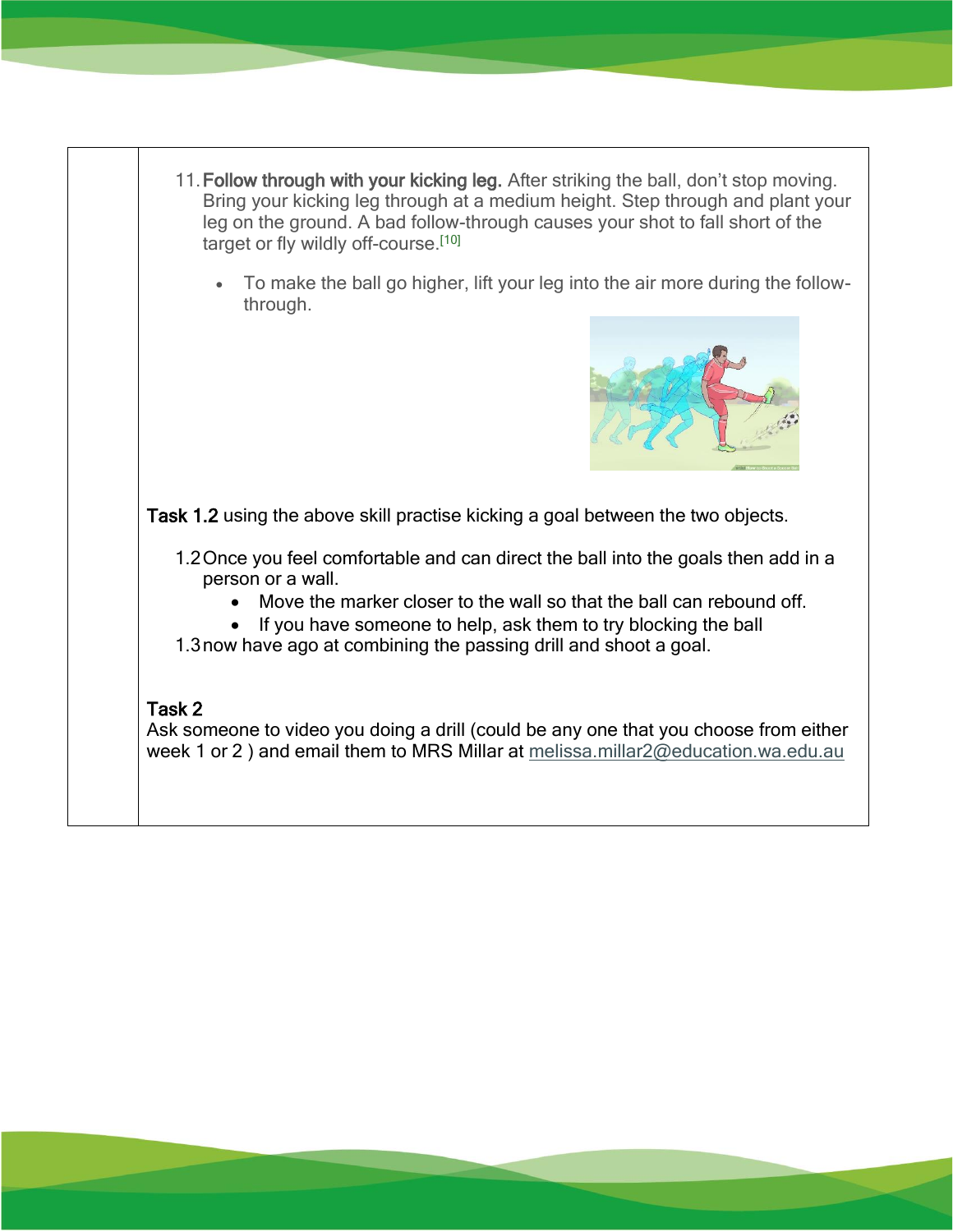11. **Follow through with your kicking leg.** After striking the ball, don't stop moving. Bring your kicking leg through at a medium height. Step through and plant your leg on the ground. A bad follow-through causes your shot to fall short of the target or fly wildly off-course.[10]

    - To make the ball go higher, lift your leg into the air more during the follow-through.

**Task 1.2** using the above skill practise kicking a goal between the two objects.

1.2 Once you feel comfortable and can direct the ball into the goals then add in a person or a wall.
- Move the marker closer to the wall so that the ball can rebound off.
- If you have someone to help, ask them to try blocking the ball

1.3 now have ago at combining the passing drill and shoot a goal.

**Task 2**

Ask someone to video you doing a drill (could be any one that you choose from either week 1 or 2 ) and email them to MRS Millar at melissa.millar2@education.wa.edu.au